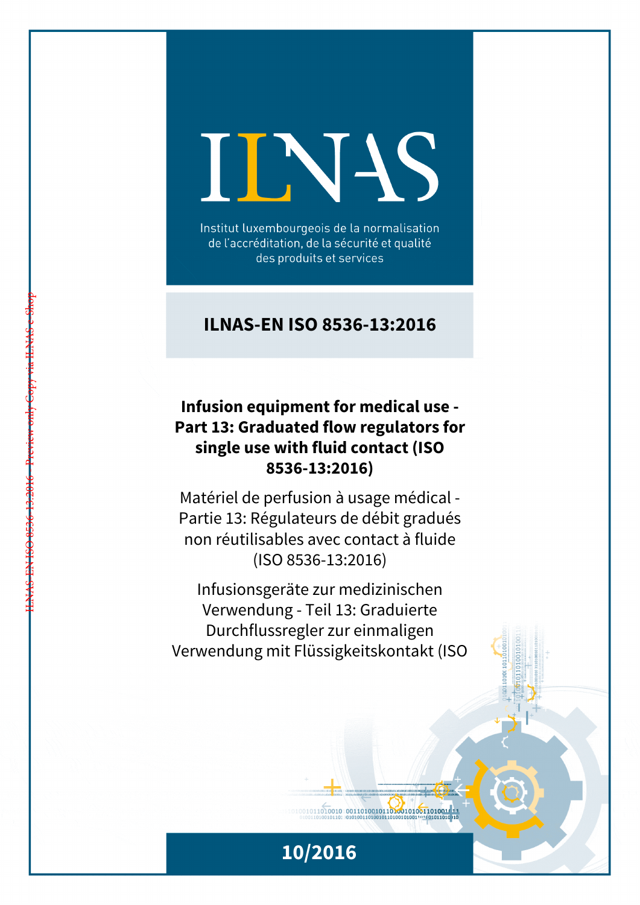# ILNAS

Institut luxembourgeois de la normalisation de l'accréditation, de la sécurité et qualité des produits et services

## ILNAS-EN ISO 8536-13:2016

**Infusion equipment for medical use - Part 13: Graduated flow regulators for single use with fluid contact (ISO 8536-13:2016)**

Matériel de perfusion à usage médical - Partie 13: Régulateurs de débit gradués non réutilisables avec contact à fluide (ISO 8536-13:2016)

Infusionsgeräte zur medizinischen Verwendung - Teil 13: Graduierte Durchflussregler zur einmaligen Verwendung mit Flüssigkeitskontakt (ISO

10/2016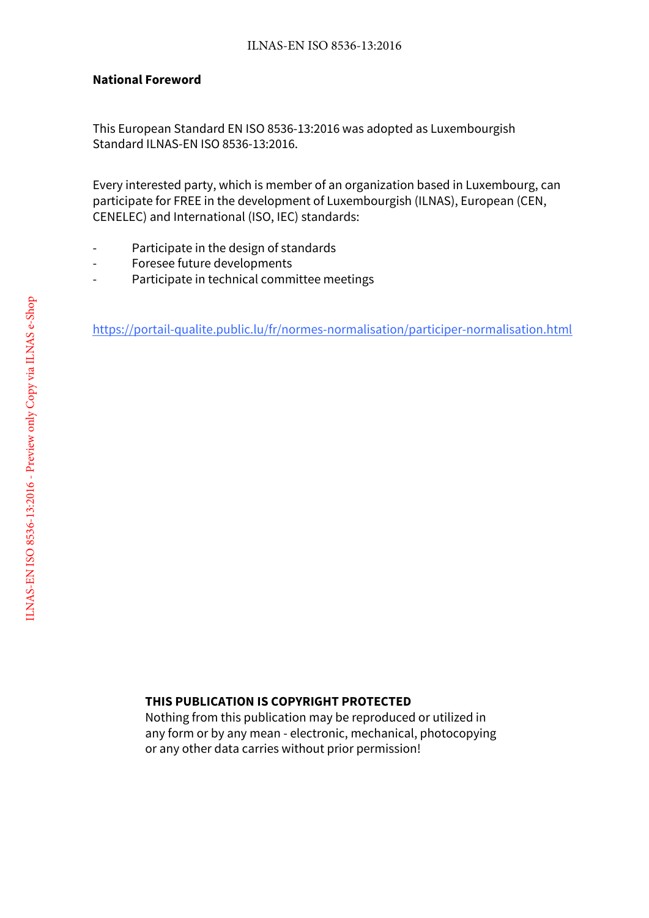**National Foreword**

This European Standard EN ISO 8536-13:2016 was adopted as Luxembourgish Standard ILNAS-EN ISO 8536-13:2016.

Every interested party, which is member of an organization based in Luxembourg, can participate for FREE in the development of Luxembourgish (ILNAS), European (CEN, CENELEC) and International (ISO, IEC) standards:

- Participate in the design of standards
- Foresee future developments
- Participate in technical committee meetings

https://portail-qualite.public.lu/fr/normes-normalisation/participer-normalisation.html

**THIS PUBLICATION IS COPYRIGHT PROTECTED**
Nothing from this publication may be reproduced or utilized in any form or by any mean - electronic, mechanical, photocopying or any other data carries without prior permission!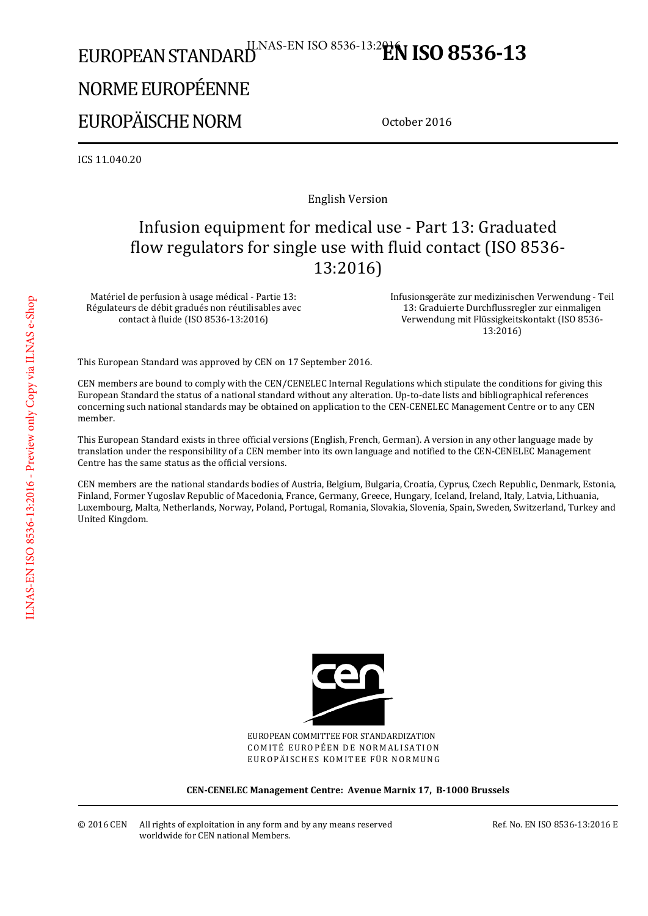# EUROPEAN STANDARD

# NORME EUROPÉENNE

# EUROPÄISCHE NORM

**EN ISO 8536-13**

October 2016

ICS 11.040.20

English Version

## Infusion equipment for medical use - Part 13: Graduated flow regulators for single use with fluid contact (ISO 8536-13:2016)

Matériel de perfusion à usage médical - Partie 13: Régulateurs de débit gradués non réutilisables avec contact à fluide (ISO 8536-13:2016)

Infusionsgeräte zur medizinischen Verwendung - Teil 13: Graduierte Durchflussregler zur einmaligen Verwendung mit Flüssigkeitskontakt (ISO 8536-13:2016)

This European Standard was approved by CEN on 17 September 2016.

CEN members are bound to comply with the CEN/CENELEC Internal Regulations which stipulate the conditions for giving this European Standard the status of a national standard without any alteration. Up-to-date lists and bibliographical references concerning such national standards may be obtained on application to the CEN-CENELEC Management Centre or to any CEN member.

This European Standard exists in three official versions (English, French, German). A version in any other language made by translation under the responsibility of a CEN member into its own language and notified to the CEN-CENELEC Management Centre has the same status as the official versions.

CEN members are the national standards bodies of Austria, Belgium, Bulgaria, Croatia, Cyprus, Czech Republic, Denmark, Estonia, Finland, Former Yugoslav Republic of Macedonia, France, Germany, Greece, Hungary, Iceland, Ireland, Italy, Latvia, Lithuania, Luxembourg, Malta, Netherlands, Norway, Poland, Portugal, Romania, Slovakia, Slovenia, Spain, Sweden, Switzerland, Turkey and United Kingdom.

EUROPEAN COMMITTEE FOR STANDARDIZATION
COMITÉ EUROPÉEN DE NORMALISATION
EUROPÄISCHES KOMITEE FÜR NORMUNG

**CEN-CENELEC Management Centre: Avenue Marnix 17, B-1000 Brussels**

© 2016 CEN All rights of exploitation in any form and by any means reserved worldwide for CEN national Members.

Ref. No. EN ISO 8536-13:2016 E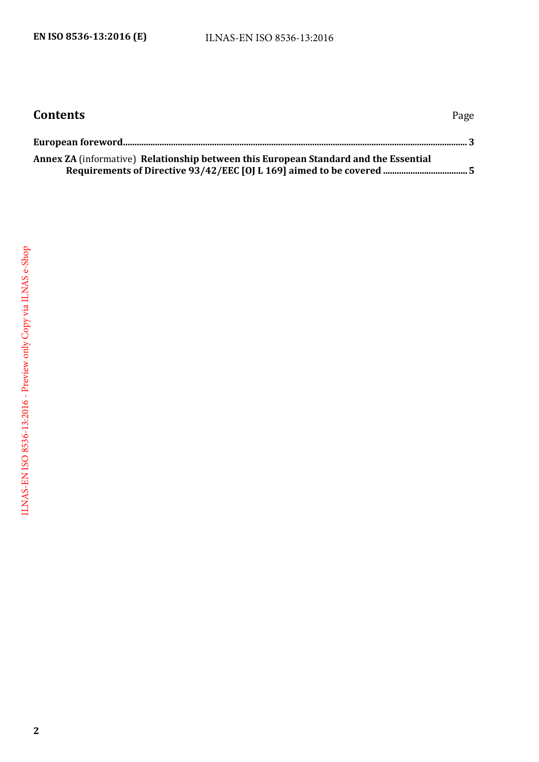## Contents

Page

**European foreword** .......... **3**

**Annex ZA** (informative) **Relationship between this European Standard and the Essential Requirements of Directive 93/42/EEC [OJ L 169] aimed to be covered** .......... **5**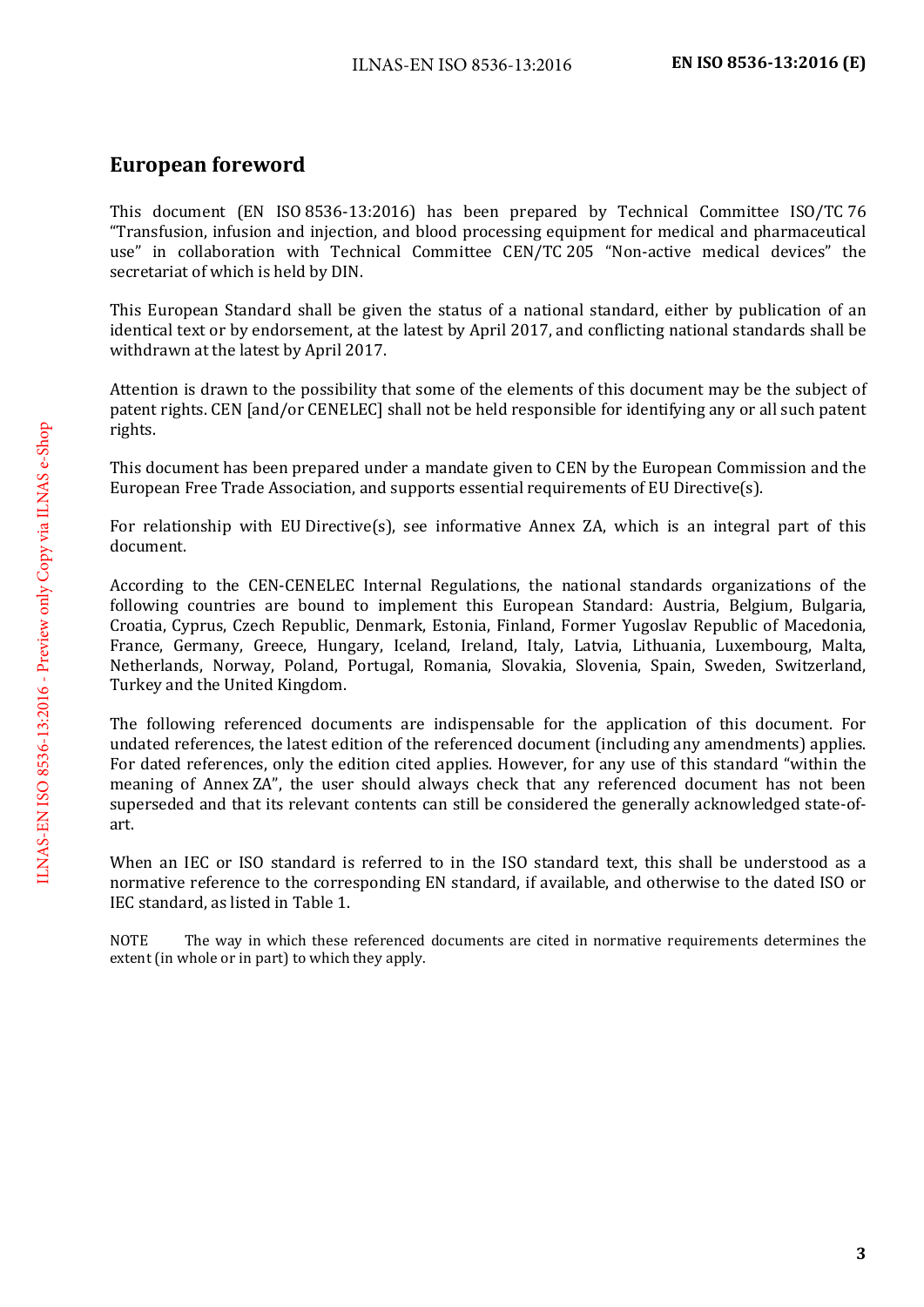# European foreword

This document (EN ISO 8536-13:2016) has been prepared by Technical Committee ISO/TC 76 "Transfusion, infusion and injection, and blood processing equipment for medical and pharmaceutical use" in collaboration with Technical Committee CEN/TC 205 "Non-active medical devices" the secretariat of which is held by DIN.

This European Standard shall be given the status of a national standard, either by publication of an identical text or by endorsement, at the latest by April 2017, and conflicting national standards shall be withdrawn at the latest by April 2017.

Attention is drawn to the possibility that some of the elements of this document may be the subject of patent rights. CEN [and/or CENELEC] shall not be held responsible for identifying any or all such patent rights.

This document has been prepared under a mandate given to CEN by the European Commission and the European Free Trade Association, and supports essential requirements of EU Directive(s).

For relationship with EU Directive(s), see informative Annex ZA, which is an integral part of this document.

According to the CEN-CENELEC Internal Regulations, the national standards organizations of the following countries are bound to implement this European Standard: Austria, Belgium, Bulgaria, Croatia, Cyprus, Czech Republic, Denmark, Estonia, Finland, Former Yugoslav Republic of Macedonia, France, Germany, Greece, Hungary, Iceland, Ireland, Italy, Latvia, Lithuania, Luxembourg, Malta, Netherlands, Norway, Poland, Portugal, Romania, Slovakia, Slovenia, Spain, Sweden, Switzerland, Turkey and the United Kingdom.

The following referenced documents are indispensable for the application of this document. For undated references, the latest edition of the referenced document (including any amendments) applies. For dated references, only the edition cited applies. However, for any use of this standard "within the meaning of Annex ZA", the user should always check that any referenced document has not been superseded and that its relevant contents can still be considered the generally acknowledged state-of-art.

When an IEC or ISO standard is referred to in the ISO standard text, this shall be understood as a normative reference to the corresponding EN standard, if available, and otherwise to the dated ISO or IEC standard, as listed in Table 1.

NOTE The way in which these referenced documents are cited in normative requirements determines the extent (in whole or in part) to which they apply.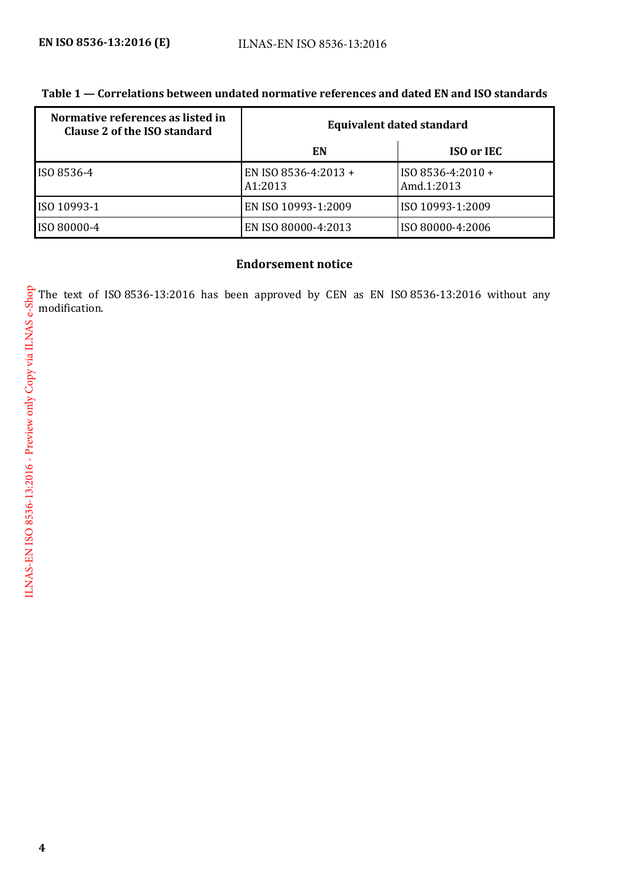**Table 1 — Correlations between undated normative references and dated EN and ISO standards**

| Normative references as listed in Clause 2 of the ISO standard | Equivalent dated standard | |
|---|---|---|
| | EN | ISO or IEC |
| ISO 8536-4 | EN ISO 8536-4:2013 + A1:2013 | ISO 8536-4:2010 + Amd.1:2013 |
| ISO 10993-1 | EN ISO 10993-1:2009 | ISO 10993-1:2009 |
| ISO 80000-4 | EN ISO 80000-4:2013 | ISO 80000-4:2006 |

## Endorsement notice

The text of ISO 8536-13:2016 has been approved by CEN as EN ISO 8536-13:2016 without any modification.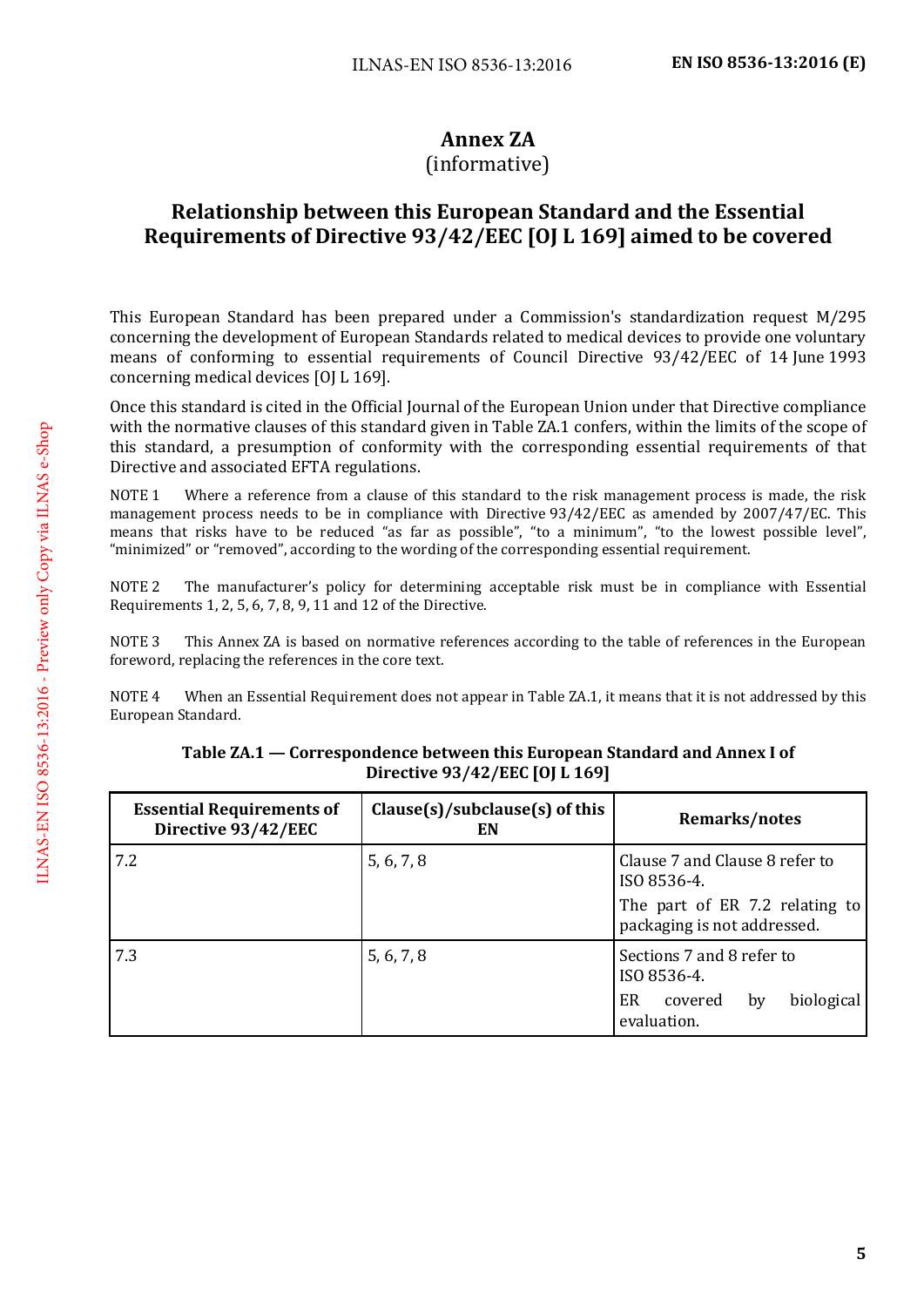# Annex ZA
(informative)

## Relationship between this European Standard and the Essential Requirements of Directive 93/42/EEC [OJ L 169] aimed to be covered

This European Standard has been prepared under a Commission's standardization request M/295 concerning the development of European Standards related to medical devices to provide one voluntary means of conforming to essential requirements of Council Directive 93/42/EEC of 14 June 1993 concerning medical devices [OJ L 169].

Once this standard is cited in the Official Journal of the European Union under that Directive compliance with the normative clauses of this standard given in Table ZA.1 confers, within the limits of the scope of this standard, a presumption of conformity with the corresponding essential requirements of that Directive and associated EFTA regulations.

NOTE 1 Where a reference from a clause of this standard to the risk management process is made, the risk management process needs to be in compliance with Directive 93/42/EEC as amended by 2007/47/EC. This means that risks have to be reduced "as far as possible", "to a minimum", "to the lowest possible level", "minimized" or "removed", according to the wording of the corresponding essential requirement.

NOTE 2 The manufacturer's policy for determining acceptable risk must be in compliance with Essential Requirements 1, 2, 5, 6, 7, 8, 9, 11 and 12 of the Directive.

NOTE 3 This Annex ZA is based on normative references according to the table of references in the European foreword, replacing the references in the core text.

NOTE 4 When an Essential Requirement does not appear in Table ZA.1, it means that it is not addressed by this European Standard.

**Table ZA.1 — Correspondence between this European Standard and Annex I of Directive 93/42/EEC [OJ L 169]**

| Essential Requirements of Directive 93/42/EEC | Clause(s)/subclause(s) of this EN | Remarks/notes |
|---|---|---|
| 7.2 | 5, 6, 7, 8 | Clause 7 and Clause 8 refer to ISO 8536-4.<br>The part of ER 7.2 relating to packaging is not addressed. |
| 7.3 | 5, 6, 7, 8 | Sections 7 and 8 refer to ISO 8536-4.<br>ER covered by biological evaluation. |